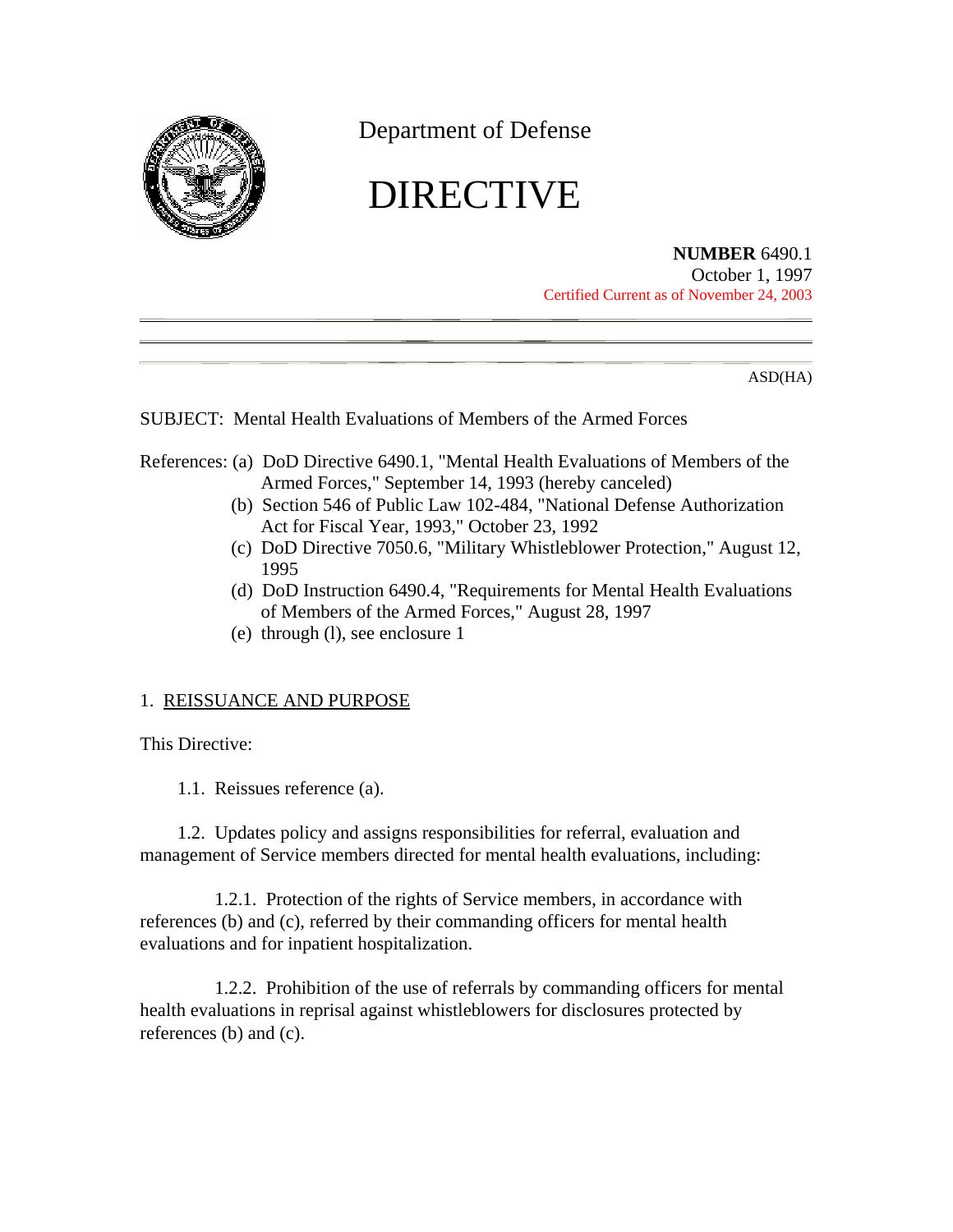Department of Defense

# DIRECTIVE

**NUMBER** 6490.1
October 1, 1997
Certified Current as of November 24, 2003

ASD(HA)

SUBJECT: Mental Health Evaluations of Members of the Armed Forces

References:
- (a) DoD Directive 6490.1, "Mental Health Evaluations of Members of the Armed Forces," September 14, 1993 (hereby canceled)
- (b) Section 546 of Public Law 102-484, "National Defense Authorization Act for Fiscal Year, 1993," October 23, 1992
- (c) DoD Directive 7050.6, "Military Whistleblower Protection," August 12, 1995
- (d) DoD Instruction 6490.4, "Requirements for Mental Health Evaluations of Members of the Armed Forces," August 28, 1997
- (e) through (l), see enclosure 1

## 1. REISSUANCE AND PURPOSE

This Directive:

1.1. Reissues reference (a).

1.2. Updates policy and assigns responsibilities for referral, evaluation and management of Service members directed for mental health evaluations, including:

1.2.1. Protection of the rights of Service members, in accordance with references (b) and (c), referred by their commanding officers for mental health evaluations and for inpatient hospitalization.

1.2.2. Prohibition of the use of referrals by commanding officers for mental health evaluations in reprisal against whistleblowers for disclosures protected by references (b) and (c).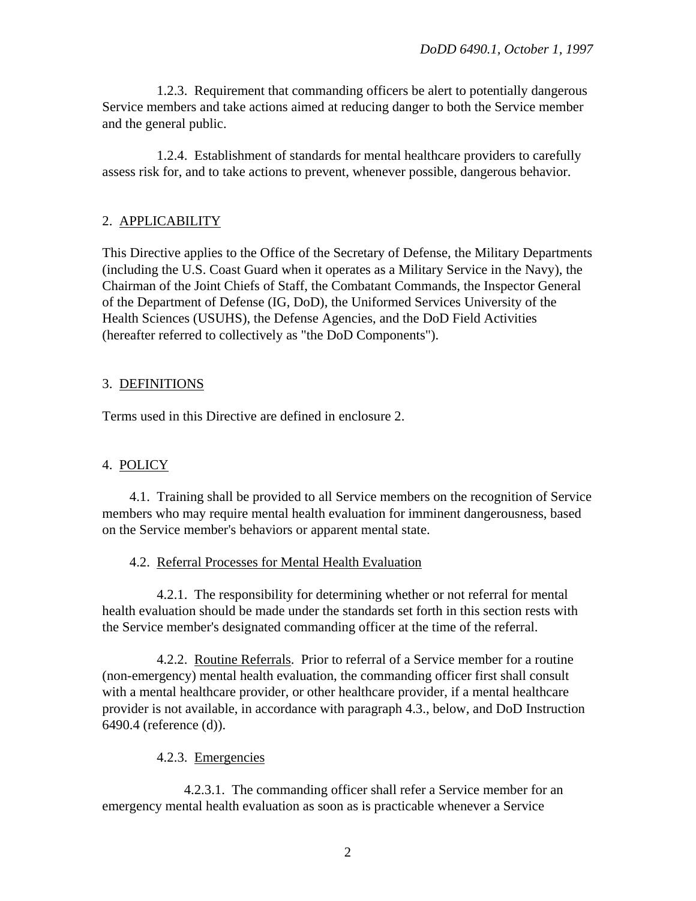1.2.3. Requirement that commanding officers be alert to potentially dangerous Service members and take actions aimed at reducing danger to both the Service member and the general public.

1.2.4. Establishment of standards for mental healthcare providers to carefully assess risk for, and to take actions to prevent, whenever possible, dangerous behavior.

## 2. APPLICABILITY

This Directive applies to the Office of the Secretary of Defense, the Military Departments (including the U.S. Coast Guard when it operates as a Military Service in the Navy), the Chairman of the Joint Chiefs of Staff, the Combatant Commands, the Inspector General of the Department of Defense (IG, DoD), the Uniformed Services University of the Health Sciences (USUHS), the Defense Agencies, and the DoD Field Activities (hereafter referred to collectively as "the DoD Components").

## 3. DEFINITIONS

Terms used in this Directive are defined in enclosure 2.

## 4. POLICY

4.1. Training shall be provided to all Service members on the recognition of Service members who may require mental health evaluation for imminent dangerousness, based on the Service member's behaviors or apparent mental state.

4.2. Referral Processes for Mental Health Evaluation

4.2.1. The responsibility for determining whether or not referral for mental health evaluation should be made under the standards set forth in this section rests with the Service member's designated commanding officer at the time of the referral.

4.2.2. Routine Referrals. Prior to referral of a Service member for a routine (non-emergency) mental health evaluation, the commanding officer first shall consult with a mental healthcare provider, or other healthcare provider, if a mental healthcare provider is not available, in accordance with paragraph 4.3., below, and DoD Instruction 6490.4 (reference (d)).

4.2.3. Emergencies

4.2.3.1. The commanding officer shall refer a Service member for an emergency mental health evaluation as soon as is practicable whenever a Service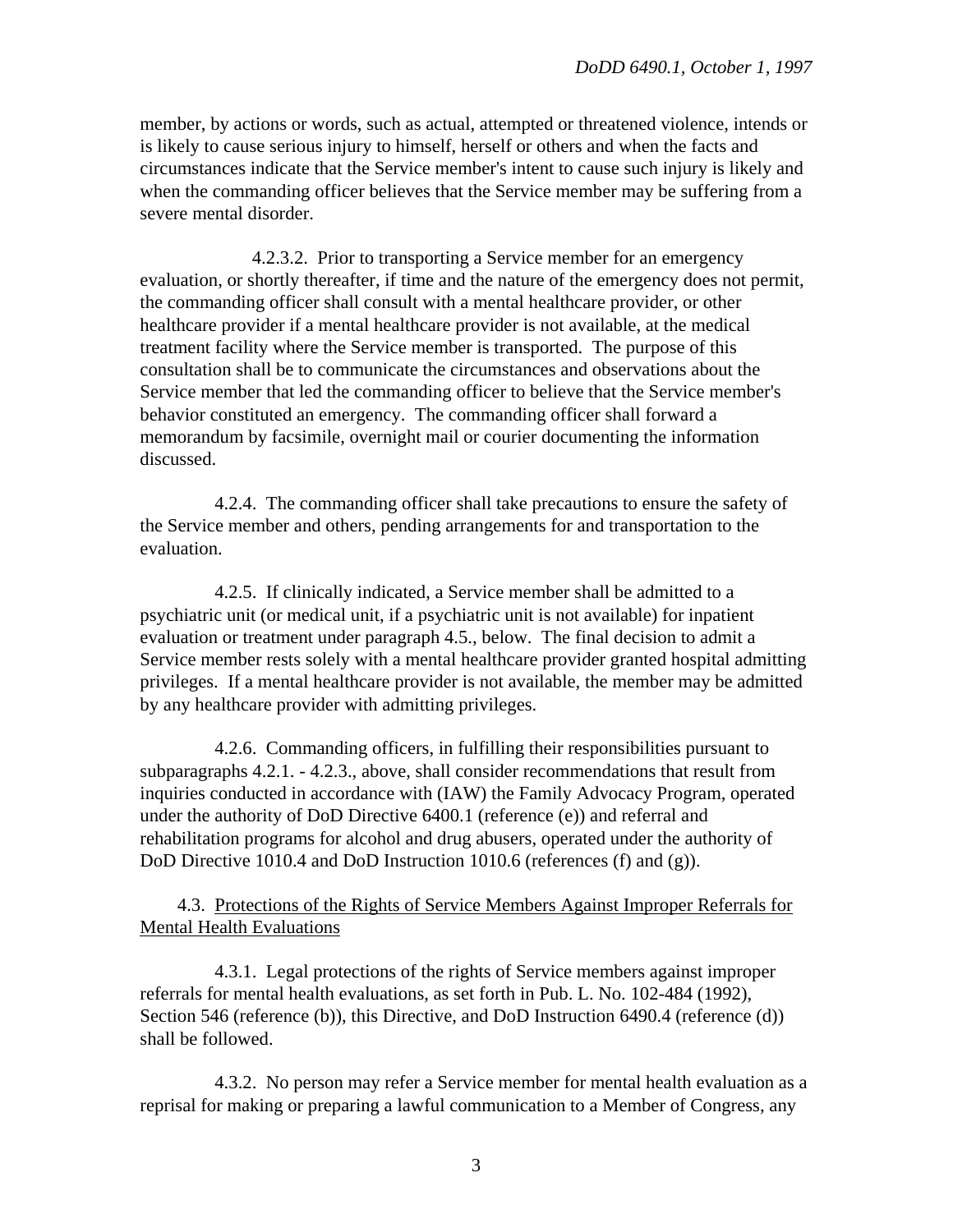member, by actions or words, such as actual, attempted or threatened violence, intends or is likely to cause serious injury to himself, herself or others and when the facts and circumstances indicate that the Service member's intent to cause such injury is likely and when the commanding officer believes that the Service member may be suffering from a severe mental disorder.

4.2.3.2. Prior to transporting a Service member for an emergency evaluation, or shortly thereafter, if time and the nature of the emergency does not permit, the commanding officer shall consult with a mental healthcare provider, or other healthcare provider if a mental healthcare provider is not available, at the medical treatment facility where the Service member is transported. The purpose of this consultation shall be to communicate the circumstances and observations about the Service member that led the commanding officer to believe that the Service member's behavior constituted an emergency. The commanding officer shall forward a memorandum by facsimile, overnight mail or courier documenting the information discussed.

4.2.4. The commanding officer shall take precautions to ensure the safety of the Service member and others, pending arrangements for and transportation to the evaluation.

4.2.5. If clinically indicated, a Service member shall be admitted to a psychiatric unit (or medical unit, if a psychiatric unit is not available) for inpatient evaluation or treatment under paragraph 4.5., below. The final decision to admit a Service member rests solely with a mental healthcare provider granted hospital admitting privileges. If a mental healthcare provider is not available, the member may be admitted by any healthcare provider with admitting privileges.

4.2.6. Commanding officers, in fulfilling their responsibilities pursuant to subparagraphs 4.2.1. - 4.2.3., above, shall consider recommendations that result from inquiries conducted in accordance with (IAW) the Family Advocacy Program, operated under the authority of DoD Directive 6400.1 (reference (e)) and referral and rehabilitation programs for alcohol and drug abusers, operated under the authority of DoD Directive 1010.4 and DoD Instruction 1010.6 (references (f) and (g)).

4.3. Protections of the Rights of Service Members Against Improper Referrals for Mental Health Evaluations

4.3.1. Legal protections of the rights of Service members against improper referrals for mental health evaluations, as set forth in Pub. L. No. 102-484 (1992), Section 546 (reference (b)), this Directive, and DoD Instruction 6490.4 (reference (d)) shall be followed.

4.3.2. No person may refer a Service member for mental health evaluation as a reprisal for making or preparing a lawful communication to a Member of Congress, any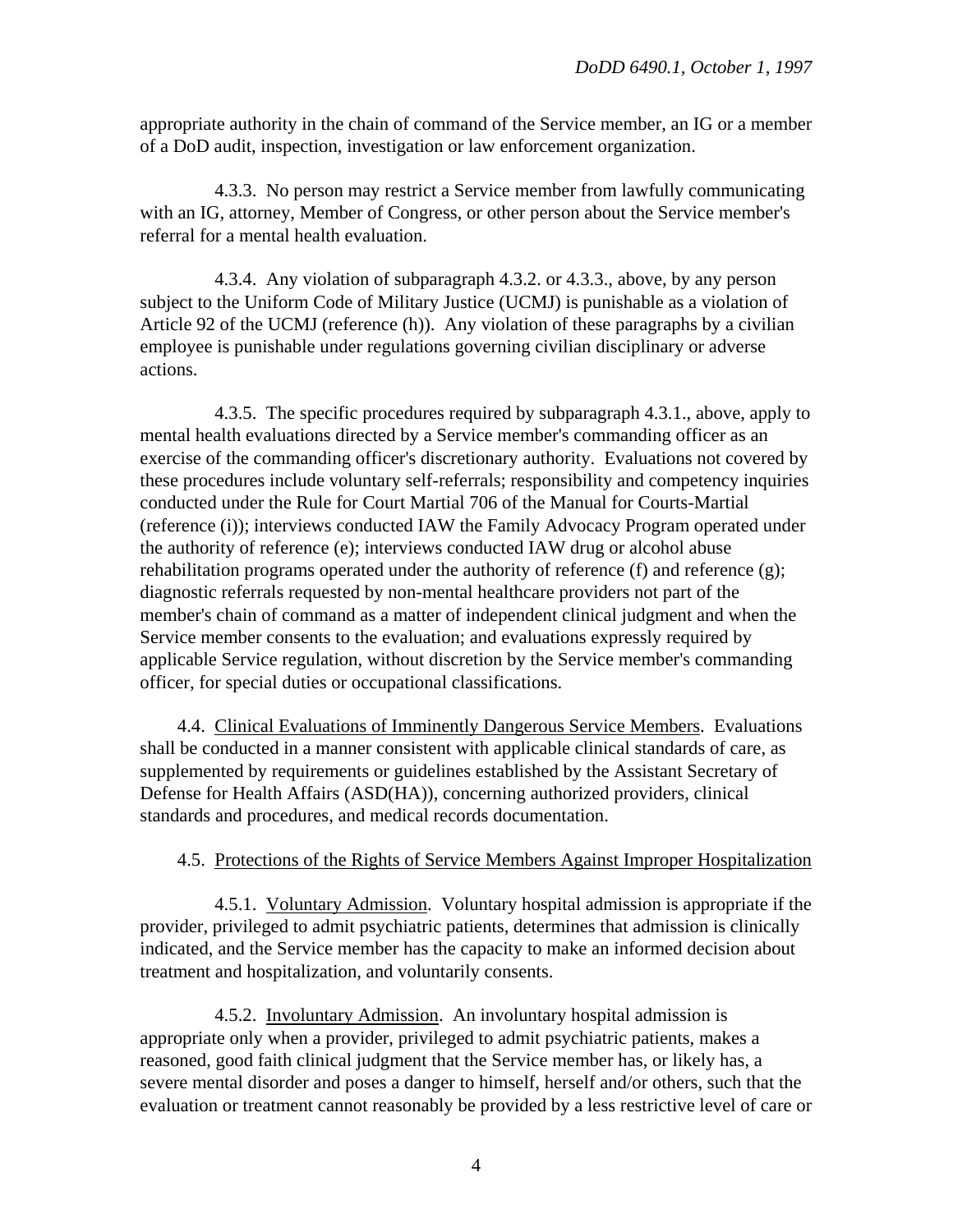appropriate authority in the chain of command of the Service member, an IG or a member of a DoD audit, inspection, investigation or law enforcement organization.

4.3.3. No person may restrict a Service member from lawfully communicating with an IG, attorney, Member of Congress, or other person about the Service member's referral for a mental health evaluation.

4.3.4. Any violation of subparagraph 4.3.2. or 4.3.3., above, by any person subject to the Uniform Code of Military Justice (UCMJ) is punishable as a violation of Article 92 of the UCMJ (reference (h)). Any violation of these paragraphs by a civilian employee is punishable under regulations governing civilian disciplinary or adverse actions.

4.3.5. The specific procedures required by subparagraph 4.3.1., above, apply to mental health evaluations directed by a Service member's commanding officer as an exercise of the commanding officer's discretionary authority. Evaluations not covered by these procedures include voluntary self-referrals; responsibility and competency inquiries conducted under the Rule for Court Martial 706 of the Manual for Courts-Martial (reference (i)); interviews conducted IAW the Family Advocacy Program operated under the authority of reference (e); interviews conducted IAW drug or alcohol abuse rehabilitation programs operated under the authority of reference (f) and reference (g); diagnostic referrals requested by non-mental healthcare providers not part of the member's chain of command as a matter of independent clinical judgment and when the Service member consents to the evaluation; and evaluations expressly required by applicable Service regulation, without discretion by the Service member's commanding officer, for special duties or occupational classifications.

4.4. Clinical Evaluations of Imminently Dangerous Service Members. Evaluations shall be conducted in a manner consistent with applicable clinical standards of care, as supplemented by requirements or guidelines established by the Assistant Secretary of Defense for Health Affairs (ASD(HA)), concerning authorized providers, clinical standards and procedures, and medical records documentation.

4.5. Protections of the Rights of Service Members Against Improper Hospitalization

4.5.1. Voluntary Admission. Voluntary hospital admission is appropriate if the provider, privileged to admit psychiatric patients, determines that admission is clinically indicated, and the Service member has the capacity to make an informed decision about treatment and hospitalization, and voluntarily consents.

4.5.2. Involuntary Admission. An involuntary hospital admission is appropriate only when a provider, privileged to admit psychiatric patients, makes a reasoned, good faith clinical judgment that the Service member has, or likely has, a severe mental disorder and poses a danger to himself, herself and/or others, such that the evaluation or treatment cannot reasonably be provided by a less restrictive level of care or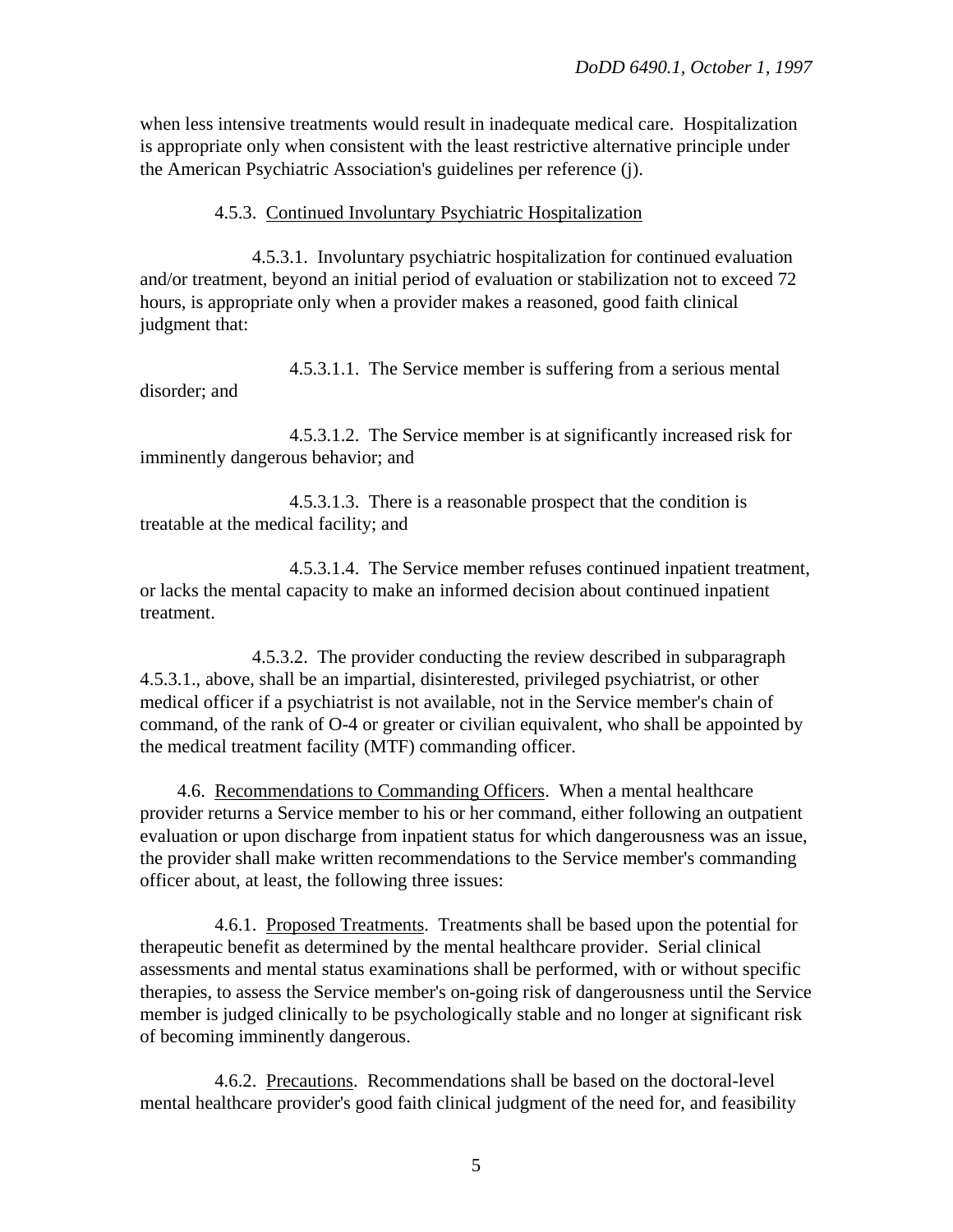when less intensive treatments would result in inadequate medical care. Hospitalization is appropriate only when consistent with the least restrictive alternative principle under the American Psychiatric Association's guidelines per reference (j).

4.5.3. Continued Involuntary Psychiatric Hospitalization

4.5.3.1. Involuntary psychiatric hospitalization for continued evaluation and/or treatment, beyond an initial period of evaluation or stabilization not to exceed 72 hours, is appropriate only when a provider makes a reasoned, good faith clinical judgment that:

4.5.3.1.1. The Service member is suffering from a serious mental disorder; and

4.5.3.1.2. The Service member is at significantly increased risk for imminently dangerous behavior; and

4.5.3.1.3. There is a reasonable prospect that the condition is treatable at the medical facility; and

4.5.3.1.4. The Service member refuses continued inpatient treatment, or lacks the mental capacity to make an informed decision about continued inpatient treatment.

4.5.3.2. The provider conducting the review described in subparagraph 4.5.3.1., above, shall be an impartial, disinterested, privileged psychiatrist, or other medical officer if a psychiatrist is not available, not in the Service member's chain of command, of the rank of O-4 or greater or civilian equivalent, who shall be appointed by the medical treatment facility (MTF) commanding officer.

4.6. Recommendations to Commanding Officers. When a mental healthcare provider returns a Service member to his or her command, either following an outpatient evaluation or upon discharge from inpatient status for which dangerousness was an issue, the provider shall make written recommendations to the Service member's commanding officer about, at least, the following three issues:

4.6.1. Proposed Treatments. Treatments shall be based upon the potential for therapeutic benefit as determined by the mental healthcare provider. Serial clinical assessments and mental status examinations shall be performed, with or without specific therapies, to assess the Service member's on-going risk of dangerousness until the Service member is judged clinically to be psychologically stable and no longer at significant risk of becoming imminently dangerous.

4.6.2. Precautions. Recommendations shall be based on the doctoral-level mental healthcare provider's good faith clinical judgment of the need for, and feasibility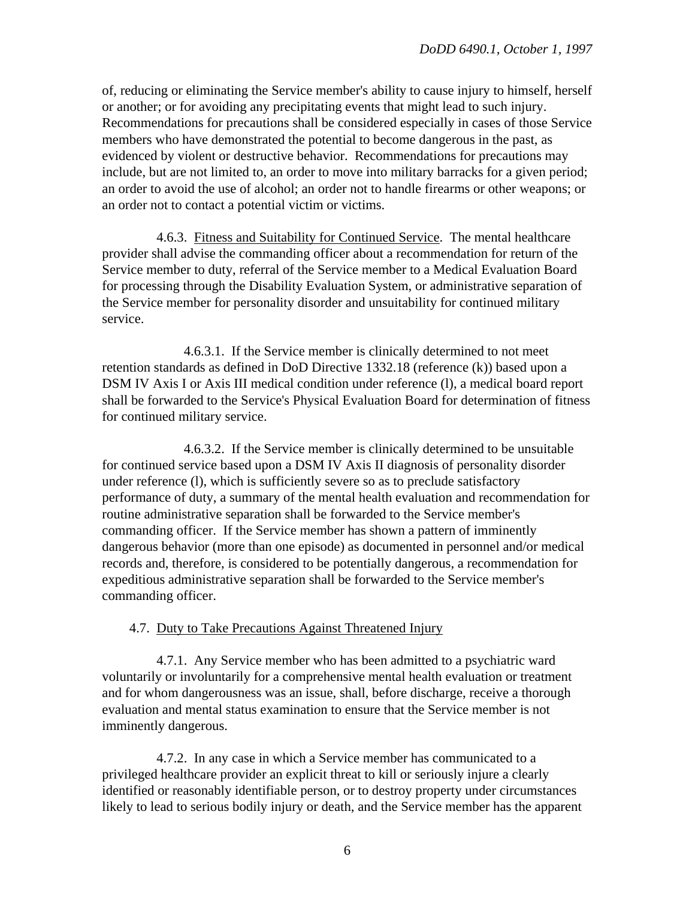of, reducing or eliminating the Service member's ability to cause injury to himself, herself or another; or for avoiding any precipitating events that might lead to such injury. Recommendations for precautions shall be considered especially in cases of those Service members who have demonstrated the potential to become dangerous in the past, as evidenced by violent or destructive behavior. Recommendations for precautions may include, but are not limited to, an order to move into military barracks for a given period; an order to avoid the use of alcohol; an order not to handle firearms or other weapons; or an order not to contact a potential victim or victims.

4.6.3. Fitness and Suitability for Continued Service. The mental healthcare provider shall advise the commanding officer about a recommendation for return of the Service member to duty, referral of the Service member to a Medical Evaluation Board for processing through the Disability Evaluation System, or administrative separation of the Service member for personality disorder and unsuitability for continued military service.

4.6.3.1. If the Service member is clinically determined to not meet retention standards as defined in DoD Directive 1332.18 (reference (k)) based upon a DSM IV Axis I or Axis III medical condition under reference (l), a medical board report shall be forwarded to the Service's Physical Evaluation Board for determination of fitness for continued military service.

4.6.3.2. If the Service member is clinically determined to be unsuitable for continued service based upon a DSM IV Axis II diagnosis of personality disorder under reference (l), which is sufficiently severe so as to preclude satisfactory performance of duty, a summary of the mental health evaluation and recommendation for routine administrative separation shall be forwarded to the Service member's commanding officer. If the Service member has shown a pattern of imminently dangerous behavior (more than one episode) as documented in personnel and/or medical records and, therefore, is considered to be potentially dangerous, a recommendation for expeditious administrative separation shall be forwarded to the Service member's commanding officer.

4.7. Duty to Take Precautions Against Threatened Injury

4.7.1. Any Service member who has been admitted to a psychiatric ward voluntarily or involuntarily for a comprehensive mental health evaluation or treatment and for whom dangerousness was an issue, shall, before discharge, receive a thorough evaluation and mental status examination to ensure that the Service member is not imminently dangerous.

4.7.2. In any case in which a Service member has communicated to a privileged healthcare provider an explicit threat to kill or seriously injure a clearly identified or reasonably identifiable person, or to destroy property under circumstances likely to lead to serious bodily injury or death, and the Service member has the apparent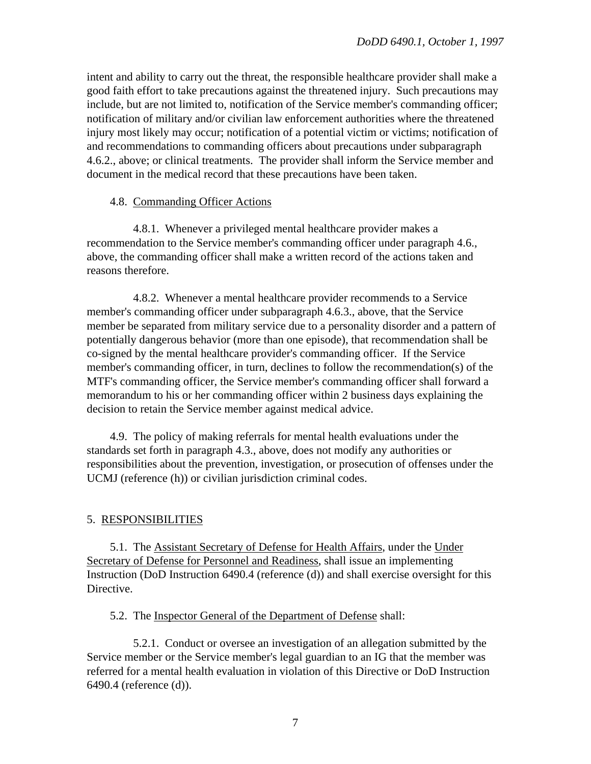intent and ability to carry out the threat, the responsible healthcare provider shall make a good faith effort to take precautions against the threatened injury. Such precautions may include, but are not limited to, notification of the Service member's commanding officer; notification of military and/or civilian law enforcement authorities where the threatened injury most likely may occur; notification of a potential victim or victims; notification of and recommendations to commanding officers about precautions under subparagraph 4.6.2., above; or clinical treatments. The provider shall inform the Service member and document in the medical record that these precautions have been taken.

4.8. Commanding Officer Actions

4.8.1. Whenever a privileged mental healthcare provider makes a recommendation to the Service member's commanding officer under paragraph 4.6., above, the commanding officer shall make a written record of the actions taken and reasons therefore.

4.8.2. Whenever a mental healthcare provider recommends to a Service member's commanding officer under subparagraph 4.6.3., above, that the Service member be separated from military service due to a personality disorder and a pattern of potentially dangerous behavior (more than one episode), that recommendation shall be co-signed by the mental healthcare provider's commanding officer. If the Service member's commanding officer, in turn, declines to follow the recommendation(s) of the MTF's commanding officer, the Service member's commanding officer shall forward a memorandum to his or her commanding officer within 2 business days explaining the decision to retain the Service member against medical advice.

4.9. The policy of making referrals for mental health evaluations under the standards set forth in paragraph 4.3., above, does not modify any authorities or responsibilities about the prevention, investigation, or prosecution of offenses under the UCMJ (reference (h)) or civilian jurisdiction criminal codes.

## 5. RESPONSIBILITIES

5.1. The Assistant Secretary of Defense for Health Affairs, under the Under Secretary of Defense for Personnel and Readiness, shall issue an implementing Instruction (DoD Instruction 6490.4 (reference (d)) and shall exercise oversight for this Directive.

5.2. The Inspector General of the Department of Defense shall:

5.2.1. Conduct or oversee an investigation of an allegation submitted by the Service member or the Service member's legal guardian to an IG that the member was referred for a mental health evaluation in violation of this Directive or DoD Instruction 6490.4 (reference (d)).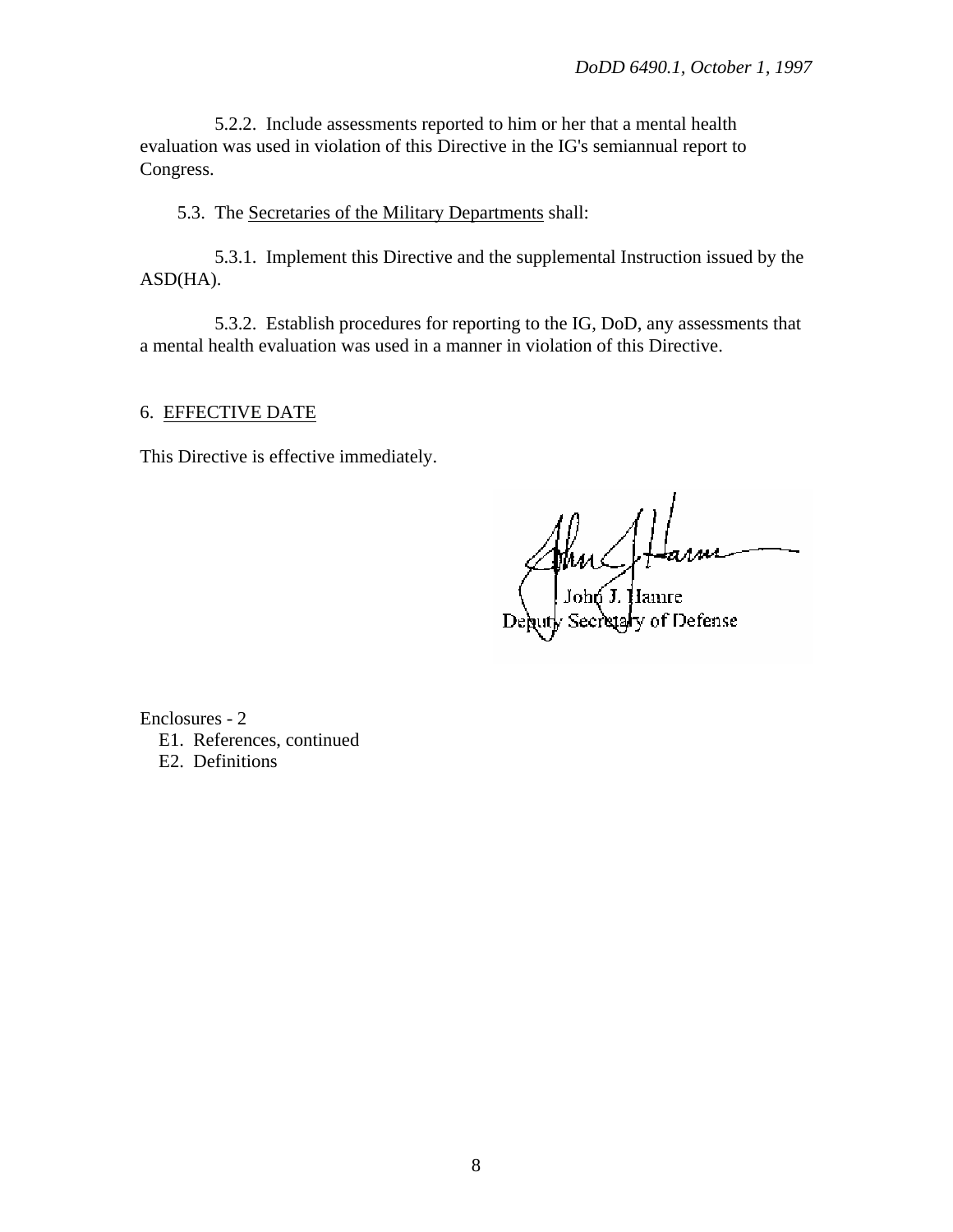5.2.2. Include assessments reported to him or her that a mental health evaluation was used in violation of this Directive in the IG's semiannual report to Congress.

5.3. The Secretaries of the Military Departments shall:

5.3.1. Implement this Directive and the supplemental Instruction issued by the ASD(HA).

5.3.2. Establish procedures for reporting to the IG, DoD, any assessments that a mental health evaluation was used in a manner in violation of this Directive.

## 6. EFFECTIVE DATE

This Directive is effective immediately.

John J. Hamre
Deputy Secretary of Defense

Enclosures - 2
E1. References, continued
E2. Definitions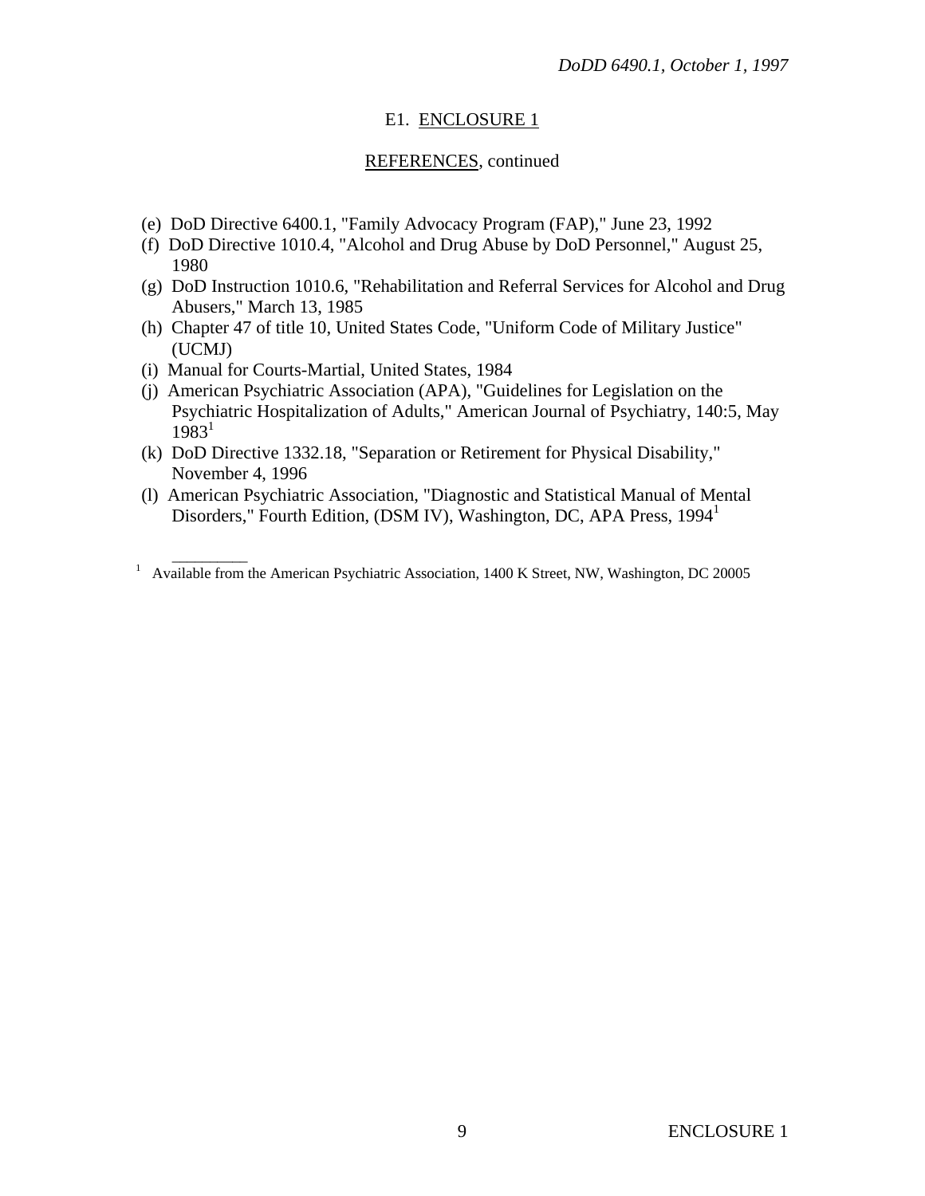## E1. ENCLOSURE 1

### REFERENCES, continued

(e) DoD Directive 6400.1, "Family Advocacy Program (FAP)," June 23, 1992

(f) DoD Directive 1010.4, "Alcohol and Drug Abuse by DoD Personnel," August 25, 1980

(g) DoD Instruction 1010.6, "Rehabilitation and Referral Services for Alcohol and Drug Abusers," March 13, 1985

(h) Chapter 47 of title 10, United States Code, "Uniform Code of Military Justice" (UCMJ)

(i) Manual for Courts-Martial, United States, 1984

(j) American Psychiatric Association (APA), "Guidelines for Legislation on the Psychiatric Hospitalization of Adults," American Journal of Psychiatry, 140:5, May 1983[1]

(k) DoD Directive 1332.18, "Separation or Retirement for Physical Disability," November 4, 1996

(l) American Psychiatric Association, "Diagnostic and Statistical Manual of Mental Disorders," Fourth Edition, (DSM IV), Washington, DC, APA Press, 1994[1]

---

[1] Available from the American Psychiatric Association, 1400 K Street, NW, Washington, DC 20005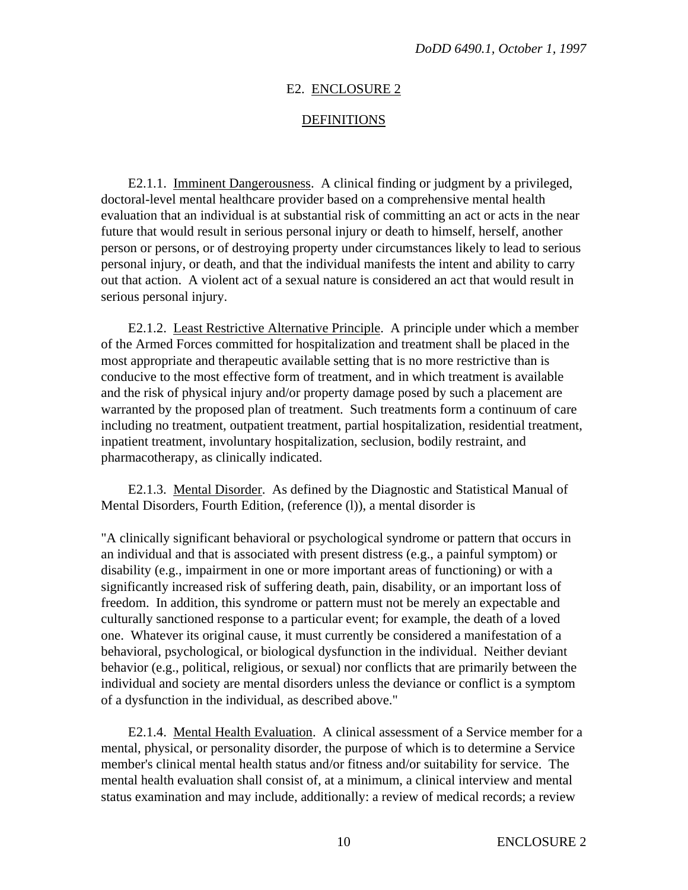## E2. ENCLOSURE 2

## DEFINITIONS

E2.1.1. Imminent Dangerousness. A clinical finding or judgment by a privileged, doctoral-level mental healthcare provider based on a comprehensive mental health evaluation that an individual is at substantial risk of committing an act or acts in the near future that would result in serious personal injury or death to himself, herself, another person or persons, or of destroying property under circumstances likely to lead to serious personal injury, or death, and that the individual manifests the intent and ability to carry out that action. A violent act of a sexual nature is considered an act that would result in serious personal injury.

E2.1.2. Least Restrictive Alternative Principle. A principle under which a member of the Armed Forces committed for hospitalization and treatment shall be placed in the most appropriate and therapeutic available setting that is no more restrictive than is conducive to the most effective form of treatment, and in which treatment is available and the risk of physical injury and/or property damage posed by such a placement are warranted by the proposed plan of treatment. Such treatments form a continuum of care including no treatment, outpatient treatment, partial hospitalization, residential treatment, inpatient treatment, involuntary hospitalization, seclusion, bodily restraint, and pharmacotherapy, as clinically indicated.

E2.1.3. Mental Disorder. As defined by the Diagnostic and Statistical Manual of Mental Disorders, Fourth Edition, (reference (l)), a mental disorder is

"A clinically significant behavioral or psychological syndrome or pattern that occurs in an individual and that is associated with present distress (e.g., a painful symptom) or disability (e.g., impairment in one or more important areas of functioning) or with a significantly increased risk of suffering death, pain, disability, or an important loss of freedom. In addition, this syndrome or pattern must not be merely an expectable and culturally sanctioned response to a particular event; for example, the death of a loved one. Whatever its original cause, it must currently be considered a manifestation of a behavioral, psychological, or biological dysfunction in the individual. Neither deviant behavior (e.g., political, religious, or sexual) nor conflicts that are primarily between the individual and society are mental disorders unless the deviance or conflict is a symptom of a dysfunction in the individual, as described above."

E2.1.4. Mental Health Evaluation. A clinical assessment of a Service member for a mental, physical, or personality disorder, the purpose of which is to determine a Service member's clinical mental health status and/or fitness and/or suitability for service. The mental health evaluation shall consist of, at a minimum, a clinical interview and mental status examination and may include, additionally: a review of medical records; a review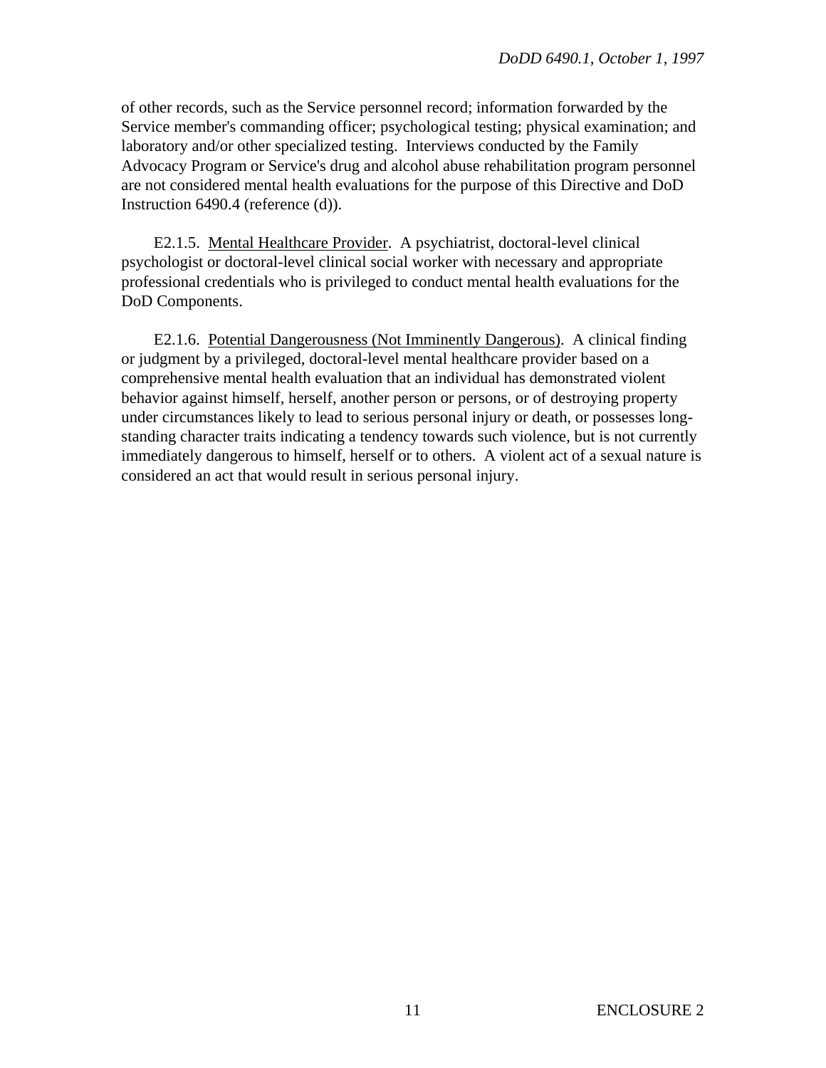of other records, such as the Service personnel record; information forwarded by the Service member's commanding officer; psychological testing; physical examination; and laboratory and/or other specialized testing. Interviews conducted by the Family Advocacy Program or Service's drug and alcohol abuse rehabilitation program personnel are not considered mental health evaluations for the purpose of this Directive and DoD Instruction 6490.4 (reference (d)).

E2.1.5. Mental Healthcare Provider. A psychiatrist, doctoral-level clinical psychologist or doctoral-level clinical social worker with necessary and appropriate professional credentials who is privileged to conduct mental health evaluations for the DoD Components.

E2.1.6. Potential Dangerousness (Not Imminently Dangerous). A clinical finding or judgment by a privileged, doctoral-level mental healthcare provider based on a comprehensive mental health evaluation that an individual has demonstrated violent behavior against himself, herself, another person or persons, or of destroying property under circumstances likely to lead to serious personal injury or death, or possesses long-standing character traits indicating a tendency towards such violence, but is not currently immediately dangerous to himself, herself or to others. A violent act of a sexual nature is considered an act that would result in serious personal injury.